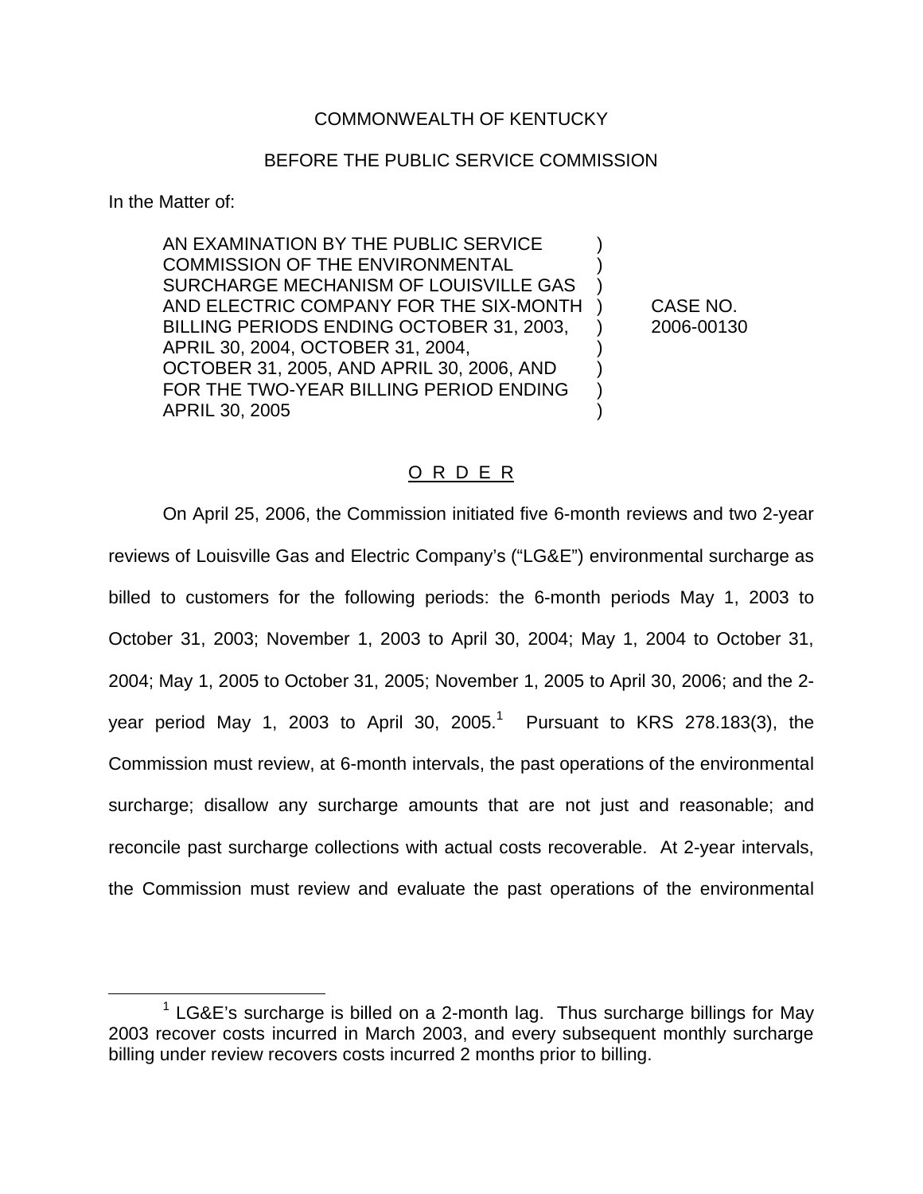COMMONWEALTH OF KENTUCKY

BEFORE THE PUBLIC SERVICE COMMISSION

In the Matter of:

| | | |
|---|---|---|
| AN EXAMINATION BY THE PUBLIC SERVICE COMMISSION OF THE ENVIRONMENTAL SURCHARGE MECHANISM OF LOUISVILLE GAS AND ELECTRIC COMPANY FOR THE SIX-MONTH BILLING PERIODS ENDING OCTOBER 31, 2003, APRIL 30, 2004, OCTOBER 31, 2004, OCTOBER 31, 2005, AND APRIL 30, 2006, AND FOR THE TWO-YEAR BILLING PERIOD ENDING APRIL 30, 2005 | ) | CASE NO. 2006-00130 |

## O R D E R

On April 25, 2006, the Commission initiated five 6-month reviews and two 2-year reviews of Louisville Gas and Electric Company's ("LG&E") environmental surcharge as billed to customers for the following periods: the 6-month periods May 1, 2003 to October 31, 2003; November 1, 2003 to April 30, 2004; May 1, 2004 to October 31, 2004; May 1, 2005 to October 31, 2005; November 1, 2005 to April 30, 2006; and the 2-year period May 1, 2003 to April 30, 2005.[1] Pursuant to KRS 278.183(3), the Commission must review, at 6-month intervals, the past operations of the environmental surcharge; disallow any surcharge amounts that are not just and reasonable; and reconcile past surcharge collections with actual costs recoverable. At 2-year intervals, the Commission must review and evaluate the past operations of the environmental

[1] LG&E's surcharge is billed on a 2-month lag. Thus surcharge billings for May 2003 recover costs incurred in March 2003, and every subsequent monthly surcharge billing under review recovers costs incurred 2 months prior to billing.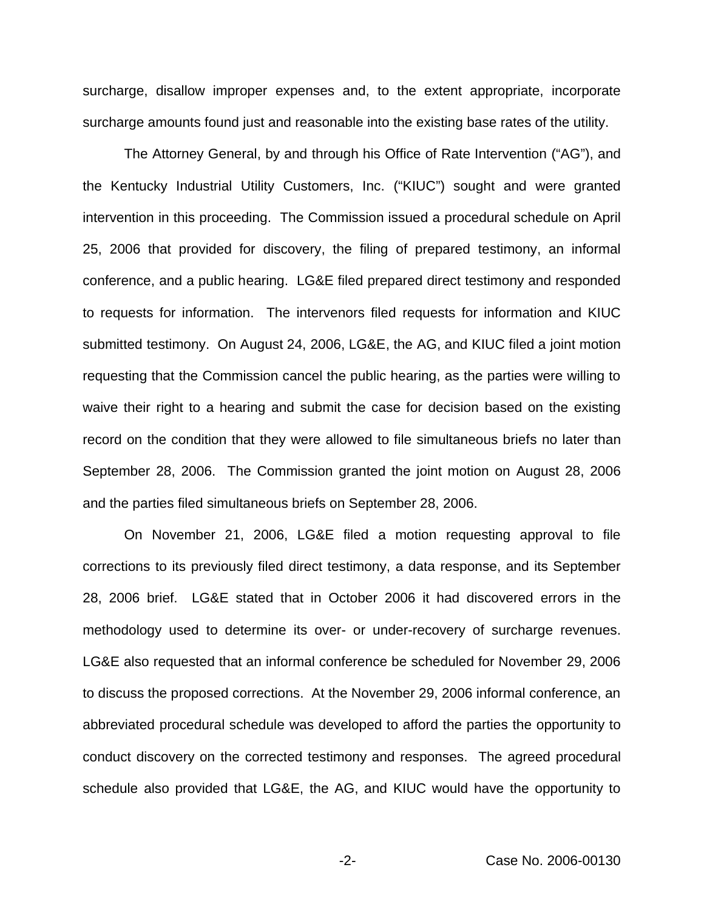surcharge, disallow improper expenses and, to the extent appropriate, incorporate surcharge amounts found just and reasonable into the existing base rates of the utility.

The Attorney General, by and through his Office of Rate Intervention ("AG"), and the Kentucky Industrial Utility Customers, Inc. ("KIUC") sought and were granted intervention in this proceeding. The Commission issued a procedural schedule on April 25, 2006 that provided for discovery, the filing of prepared testimony, an informal conference, and a public hearing. LG&E filed prepared direct testimony and responded to requests for information. The intervenors filed requests for information and KIUC submitted testimony. On August 24, 2006, LG&E, the AG, and KIUC filed a joint motion requesting that the Commission cancel the public hearing, as the parties were willing to waive their right to a hearing and submit the case for decision based on the existing record on the condition that they were allowed to file simultaneous briefs no later than September 28, 2006. The Commission granted the joint motion on August 28, 2006 and the parties filed simultaneous briefs on September 28, 2006.

On November 21, 2006, LG&E filed a motion requesting approval to file corrections to its previously filed direct testimony, a data response, and its September 28, 2006 brief. LG&E stated that in October 2006 it had discovered errors in the methodology used to determine its over- or under-recovery of surcharge revenues. LG&E also requested that an informal conference be scheduled for November 29, 2006 to discuss the proposed corrections. At the November 29, 2006 informal conference, an abbreviated procedural schedule was developed to afford the parties the opportunity to conduct discovery on the corrected testimony and responses. The agreed procedural schedule also provided that LG&E, the AG, and KIUC would have the opportunity to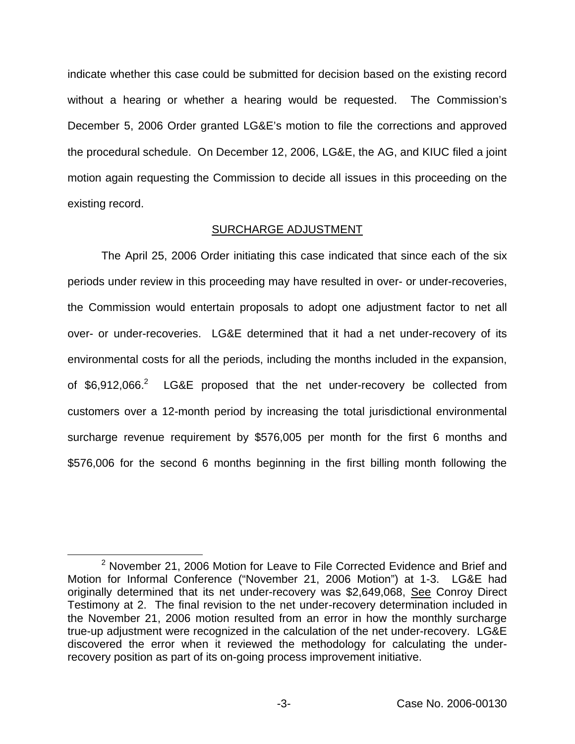indicate whether this case could be submitted for decision based on the existing record without a hearing or whether a hearing would be requested. The Commission's December 5, 2006 Order granted LG&E's motion to file the corrections and approved the procedural schedule. On December 12, 2006, LG&E, the AG, and KIUC filed a joint motion again requesting the Commission to decide all issues in this proceeding on the existing record.

## SURCHARGE ADJUSTMENT

The April 25, 2006 Order initiating this case indicated that since each of the six periods under review in this proceeding may have resulted in over- or under-recoveries, the Commission would entertain proposals to adopt one adjustment factor to net all over- or under-recoveries. LG&E determined that it had a net under-recovery of its environmental costs for all the periods, including the months included in the expansion, of $6,912,066.[2] LG&E proposed that the net under-recovery be collected from customers over a 12-month period by increasing the total jurisdictional environmental surcharge revenue requirement by $576,005 per month for the first 6 months and $576,006 for the second 6 months beginning in the first billing month following the

---

[2] November 21, 2006 Motion for Leave to File Corrected Evidence and Brief and Motion for Informal Conference ("November 21, 2006 Motion") at 1-3. LG&E had originally determined that its net under-recovery was $2,649,068, See Conroy Direct Testimony at 2. The final revision to the net under-recovery determination included in the November 21, 2006 motion resulted from an error in how the monthly surcharge true-up adjustment were recognized in the calculation of the net under-recovery. LG&E discovered the error when it reviewed the methodology for calculating the under-recovery position as part of its on-going process improvement initiative.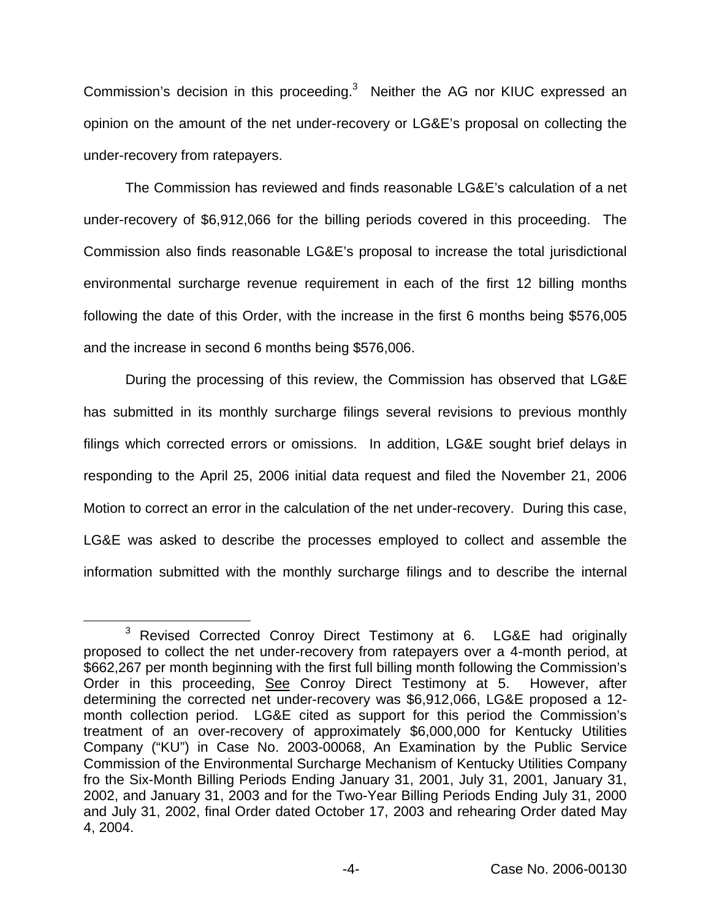Commission's decision in this proceeding.[3] Neither the AG nor KIUC expressed an opinion on the amount of the net under-recovery or LG&E's proposal on collecting the under-recovery from ratepayers.

The Commission has reviewed and finds reasonable LG&E's calculation of a net under-recovery of $6,912,066 for the billing periods covered in this proceeding. The Commission also finds reasonable LG&E's proposal to increase the total jurisdictional environmental surcharge revenue requirement in each of the first 12 billing months following the date of this Order, with the increase in the first 6 months being $576,005 and the increase in second 6 months being $576,006.

During the processing of this review, the Commission has observed that LG&E has submitted in its monthly surcharge filings several revisions to previous monthly filings which corrected errors or omissions. In addition, LG&E sought brief delays in responding to the April 25, 2006 initial data request and filed the November 21, 2006 Motion to correct an error in the calculation of the net under-recovery. During this case, LG&E was asked to describe the processes employed to collect and assemble the information submitted with the monthly surcharge filings and to describe the internal

---

[3] Revised Corrected Conroy Direct Testimony at 6. LG&E had originally proposed to collect the net under-recovery from ratepayers over a 4-month period, at $662,267 per month beginning with the first full billing month following the Commission's Order in this proceeding, See Conroy Direct Testimony at 5. However, after determining the corrected net under-recovery was $6,912,066, LG&E proposed a 12-month collection period. LG&E cited as support for this period the Commission's treatment of an over-recovery of approximately $6,000,000 for Kentucky Utilities Company ("KU") in Case No. 2003-00068, An Examination by the Public Service Commission of the Environmental Surcharge Mechanism of Kentucky Utilities Company fro the Six-Month Billing Periods Ending January 31, 2001, July 31, 2001, January 31, 2002, and January 31, 2003 and for the Two-Year Billing Periods Ending July 31, 2000 and July 31, 2002, final Order dated October 17, 2003 and rehearing Order dated May 4, 2004.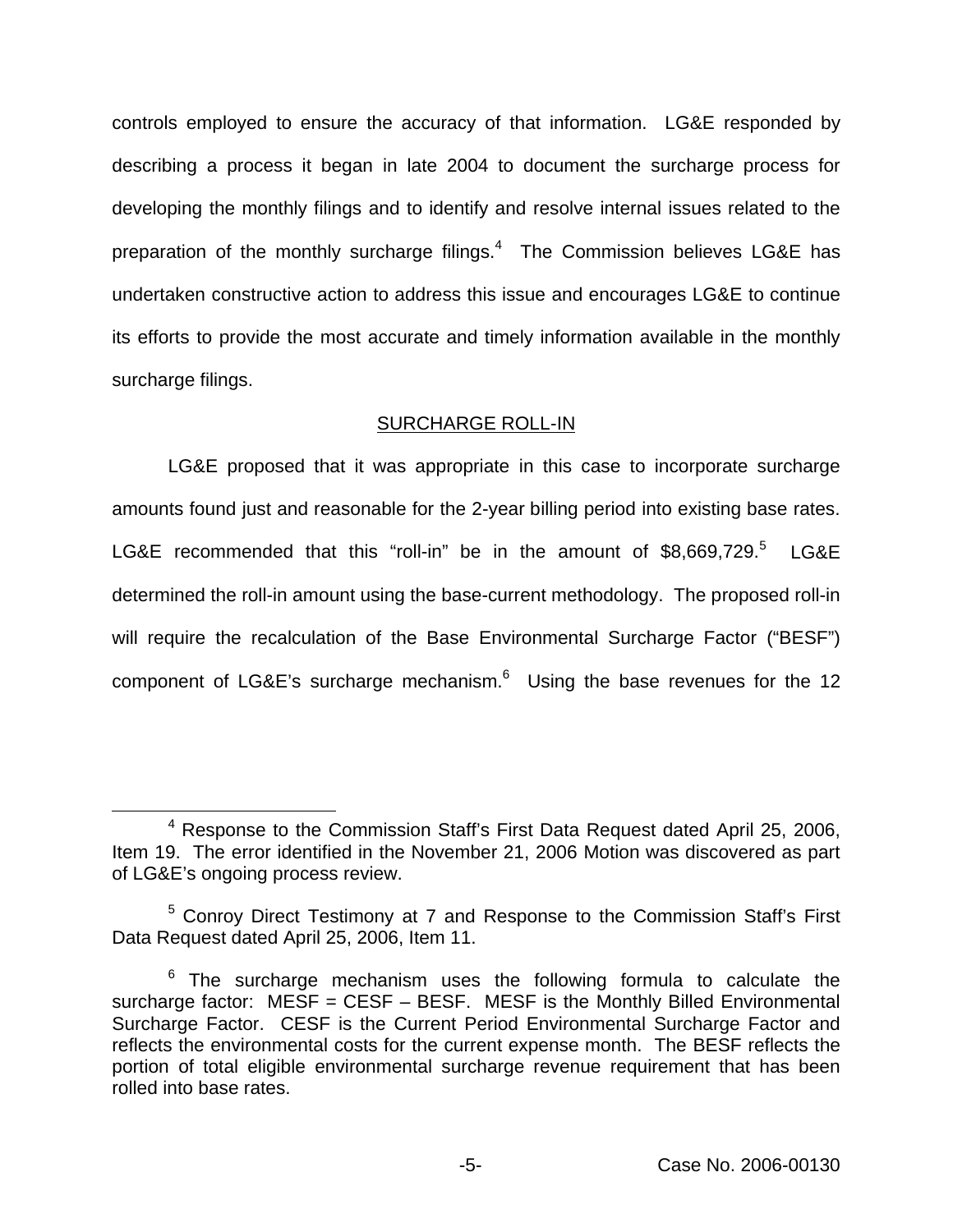controls employed to ensure the accuracy of that information. LG&E responded by describing a process it began in late 2004 to document the surcharge process for developing the monthly filings and to identify and resolve internal issues related to the preparation of the monthly surcharge filings.[4] The Commission believes LG&E has undertaken constructive action to address this issue and encourages LG&E to continue its efforts to provide the most accurate and timely information available in the monthly surcharge filings.

## SURCHARGE ROLL-IN

LG&E proposed that it was appropriate in this case to incorporate surcharge amounts found just and reasonable for the 2-year billing period into existing base rates. LG&E recommended that this "roll-in" be in the amount of $8,669,729.[5] LG&E determined the roll-in amount using the base-current methodology. The proposed roll-in will require the recalculation of the Base Environmental Surcharge Factor ("BESF") component of LG&E's surcharge mechanism.[6] Using the base revenues for the 12

---

[4] Response to the Commission Staff's First Data Request dated April 25, 2006, Item 19. The error identified in the November 21, 2006 Motion was discovered as part of LG&E's ongoing process review.

[5] Conroy Direct Testimony at 7 and Response to the Commission Staff's First Data Request dated April 25, 2006, Item 11.

[6] The surcharge mechanism uses the following formula to calculate the surcharge factor: MESF = CESF – BESF. MESF is the Monthly Billed Environmental Surcharge Factor. CESF is the Current Period Environmental Surcharge Factor and reflects the environmental costs for the current expense month. The BESF reflects the portion of total eligible environmental surcharge revenue requirement that has been rolled into base rates.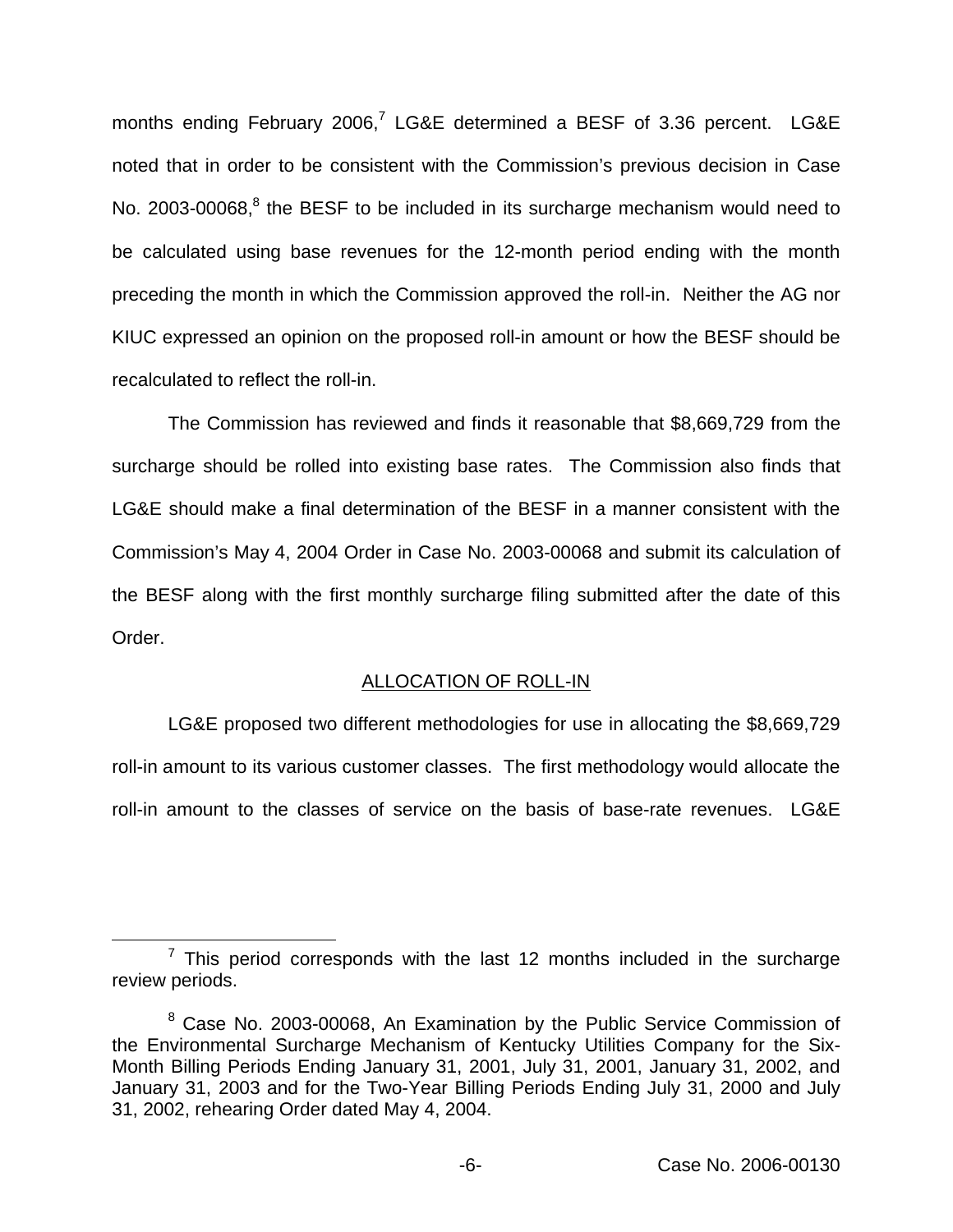months ending February 2006,[7] LG&E determined a BESF of 3.36 percent. LG&E noted that in order to be consistent with the Commission's previous decision in Case No. 2003-00068,[8] the BESF to be included in its surcharge mechanism would need to be calculated using base revenues for the 12-month period ending with the month preceding the month in which the Commission approved the roll-in. Neither the AG nor KIUC expressed an opinion on the proposed roll-in amount or how the BESF should be recalculated to reflect the roll-in.

The Commission has reviewed and finds it reasonable that $8,669,729 from the surcharge should be rolled into existing base rates. The Commission also finds that LG&E should make a final determination of the BESF in a manner consistent with the Commission's May 4, 2004 Order in Case No. 2003-00068 and submit its calculation of the BESF along with the first monthly surcharge filing submitted after the date of this Order.

## ALLOCATION OF ROLL-IN

LG&E proposed two different methodologies for use in allocating the $8,669,729 roll-in amount to its various customer classes. The first methodology would allocate the roll-in amount to the classes of service on the basis of base-rate revenues. LG&E

---

[7] This period corresponds with the last 12 months included in the surcharge review periods.

[8] Case No. 2003-00068, An Examination by the Public Service Commission of the Environmental Surcharge Mechanism of Kentucky Utilities Company for the Six-Month Billing Periods Ending January 31, 2001, July 31, 2001, January 31, 2002, and January 31, 2003 and for the Two-Year Billing Periods Ending July 31, 2000 and July 31, 2002, rehearing Order dated May 4, 2004.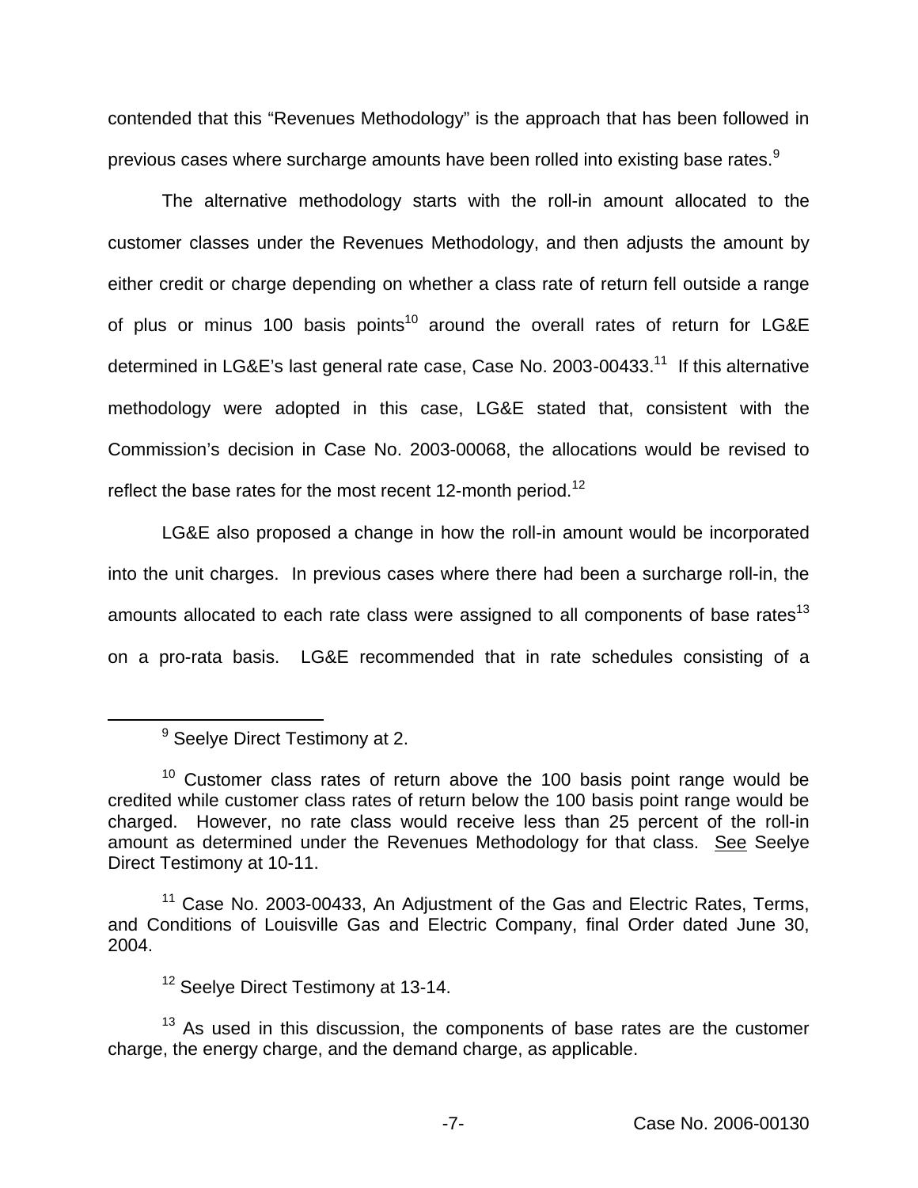contended that this "Revenues Methodology" is the approach that has been followed in previous cases where surcharge amounts have been rolled into existing base rates.[9]

The alternative methodology starts with the roll-in amount allocated to the customer classes under the Revenues Methodology, and then adjusts the amount by either credit or charge depending on whether a class rate of return fell outside a range of plus or minus 100 basis points[10] around the overall rates of return for LG&E determined in LG&E's last general rate case, Case No. 2003-00433.[11] If this alternative methodology were adopted in this case, LG&E stated that, consistent with the Commission's decision in Case No. 2003-00068, the allocations would be revised to reflect the base rates for the most recent 12-month period.[12]

LG&E also proposed a change in how the roll-in amount would be incorporated into the unit charges. In previous cases where there had been a surcharge roll-in, the amounts allocated to each rate class were assigned to all components of base rates[13] on a pro-rata basis. LG&E recommended that in rate schedules consisting of a

---

[9] Seelye Direct Testimony at 2.

[10] Customer class rates of return above the 100 basis point range would be credited while customer class rates of return below the 100 basis point range would be charged. However, no rate class would receive less than 25 percent of the roll-in amount as determined under the Revenues Methodology for that class. See Seelye Direct Testimony at 10-11.

[11] Case No. 2003-00433, An Adjustment of the Gas and Electric Rates, Terms, and Conditions of Louisville Gas and Electric Company, final Order dated June 30, 2004.

[12] Seelye Direct Testimony at 13-14.

[13] As used in this discussion, the components of base rates are the customer charge, the energy charge, and the demand charge, as applicable.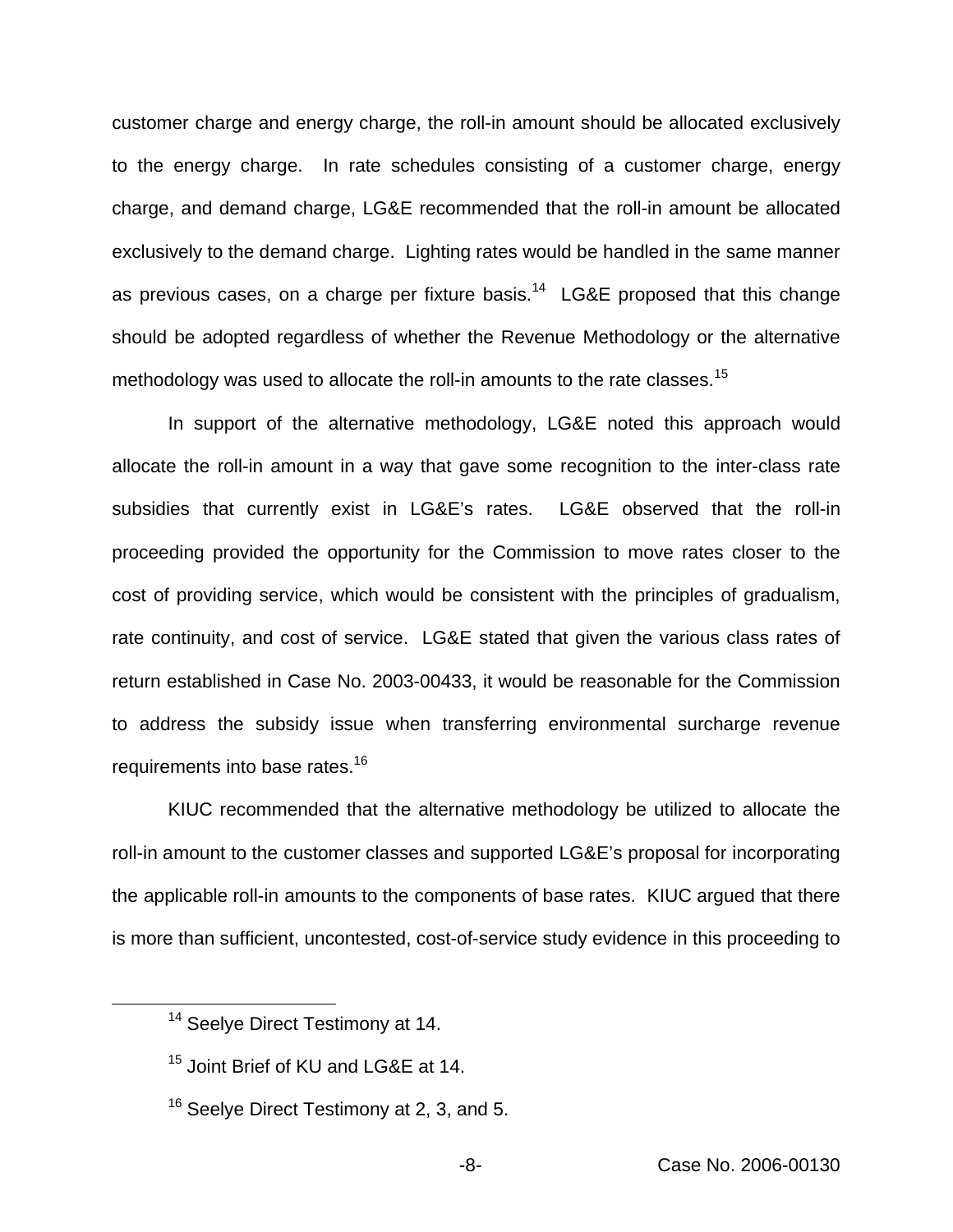customer charge and energy charge, the roll-in amount should be allocated exclusively to the energy charge. In rate schedules consisting of a customer charge, energy charge, and demand charge, LG&E recommended that the roll-in amount be allocated exclusively to the demand charge. Lighting rates would be handled in the same manner as previous cases, on a charge per fixture basis.[14] LG&E proposed that this change should be adopted regardless of whether the Revenue Methodology or the alternative methodology was used to allocate the roll-in amounts to the rate classes.[15]

In support of the alternative methodology, LG&E noted this approach would allocate the roll-in amount in a way that gave some recognition to the inter-class rate subsidies that currently exist in LG&E's rates. LG&E observed that the roll-in proceeding provided the opportunity for the Commission to move rates closer to the cost of providing service, which would be consistent with the principles of gradualism, rate continuity, and cost of service. LG&E stated that given the various class rates of return established in Case No. 2003-00433, it would be reasonable for the Commission to address the subsidy issue when transferring environmental surcharge revenue requirements into base rates.[16]

KIUC recommended that the alternative methodology be utilized to allocate the roll-in amount to the customer classes and supported LG&E's proposal for incorporating the applicable roll-in amounts to the components of base rates. KIUC argued that there is more than sufficient, uncontested, cost-of-service study evidence in this proceeding to

[14] Seelye Direct Testimony at 14.

[15] Joint Brief of KU and LG&E at 14.

[16] Seelye Direct Testimony at 2, 3, and 5.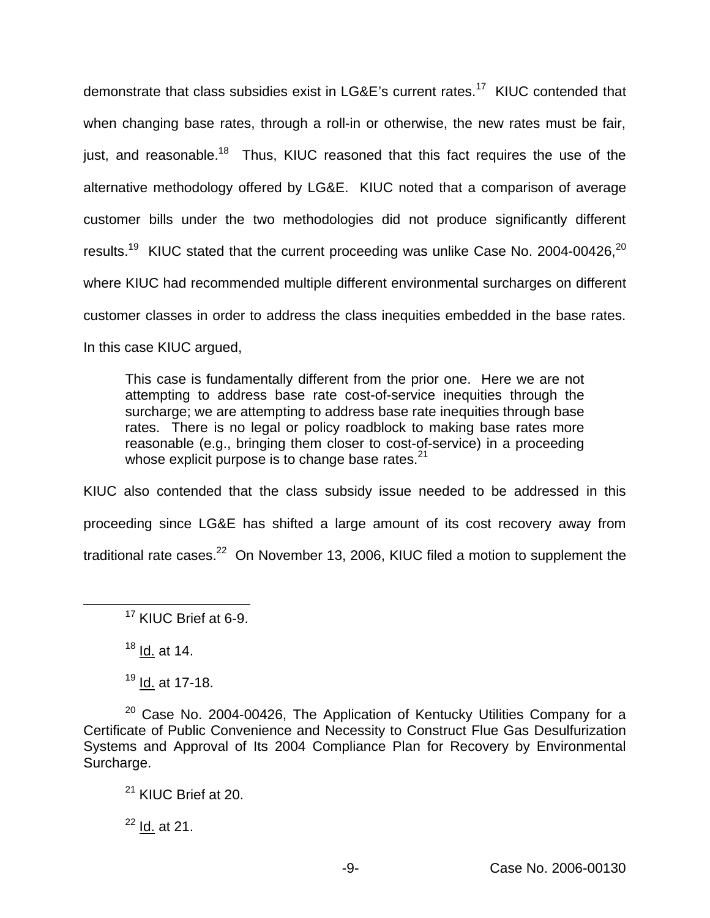demonstrate that class subsidies exist in LG&E's current rates.[17] KIUC contended that when changing base rates, through a roll-in or otherwise, the new rates must be fair, just, and reasonable.[18] Thus, KIUC reasoned that this fact requires the use of the alternative methodology offered by LG&E. KIUC noted that a comparison of average customer bills under the two methodologies did not produce significantly different results.[19] KIUC stated that the current proceeding was unlike Case No. 2004-00426,[20] where KIUC had recommended multiple different environmental surcharges on different customer classes in order to address the class inequities embedded in the base rates. In this case KIUC argued,

> This case is fundamentally different from the prior one. Here we are not attempting to address base rate cost-of-service inequities through the surcharge; we are attempting to address base rate inequities through base rates. There is no legal or policy roadblock to making base rates more reasonable (e.g., bringing them closer to cost-of-service) in a proceeding whose explicit purpose is to change base rates.[21]

KIUC also contended that the class subsidy issue needed to be addressed in this proceeding since LG&E has shifted a large amount of its cost recovery away from traditional rate cases.[22] On November 13, 2006, KIUC filed a motion to supplement the

---

[17] KIUC Brief at 6-9.

[18] Id. at 14.

[19] Id. at 17-18.

[20] Case No. 2004-00426, The Application of Kentucky Utilities Company for a Certificate of Public Convenience and Necessity to Construct Flue Gas Desulfurization Systems and Approval of Its 2004 Compliance Plan for Recovery by Environmental Surcharge.

[21] KIUC Brief at 20.

[22] Id. at 21.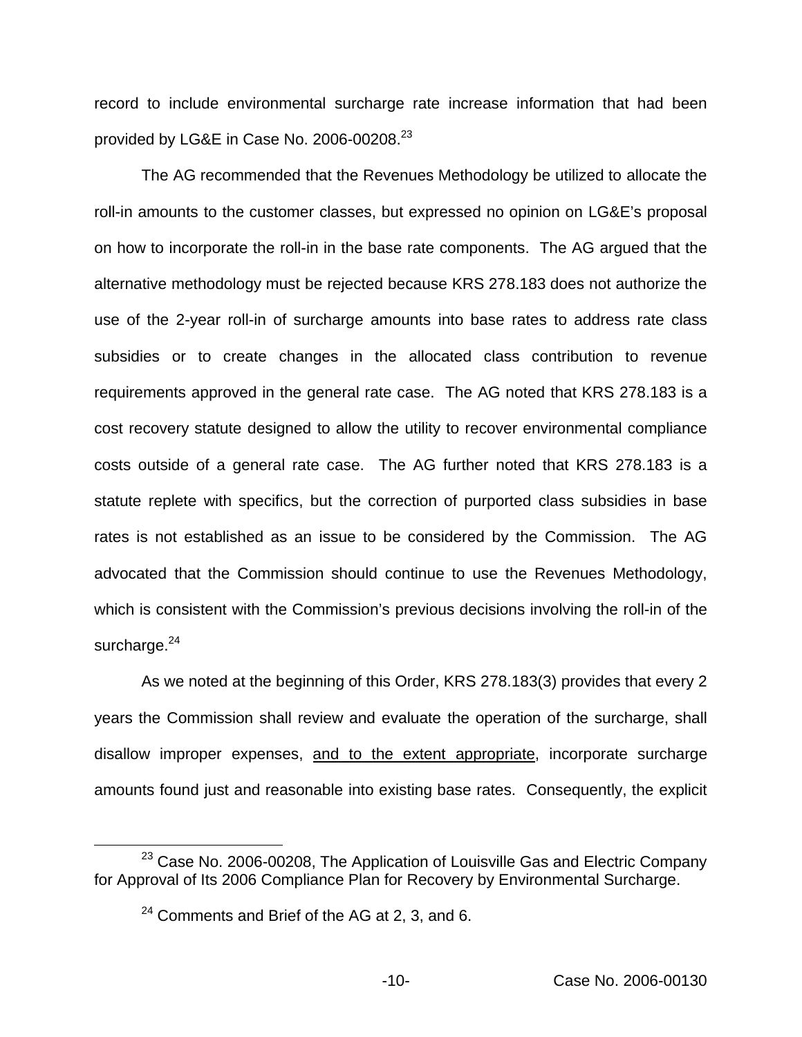record to include environmental surcharge rate increase information that had been provided by LG&E in Case No. 2006-00208.[23]

The AG recommended that the Revenues Methodology be utilized to allocate the roll-in amounts to the customer classes, but expressed no opinion on LG&E's proposal on how to incorporate the roll-in in the base rate components. The AG argued that the alternative methodology must be rejected because KRS 278.183 does not authorize the use of the 2-year roll-in of surcharge amounts into base rates to address rate class subsidies or to create changes in the allocated class contribution to revenue requirements approved in the general rate case. The AG noted that KRS 278.183 is a cost recovery statute designed to allow the utility to recover environmental compliance costs outside of a general rate case. The AG further noted that KRS 278.183 is a statute replete with specifics, but the correction of purported class subsidies in base rates is not established as an issue to be considered by the Commission. The AG advocated that the Commission should continue to use the Revenues Methodology, which is consistent with the Commission's previous decisions involving the roll-in of the surcharge.[24]

As we noted at the beginning of this Order, KRS 278.183(3) provides that every 2 years the Commission shall review and evaluate the operation of the surcharge, shall disallow improper expenses, <u>and to the extent appropriate</u>, incorporate surcharge amounts found just and reasonable into existing base rates. Consequently, the explicit

---

[23] Case No. 2006-00208, The Application of Louisville Gas and Electric Company for Approval of Its 2006 Compliance Plan for Recovery by Environmental Surcharge.

[24] Comments and Brief of the AG at 2, 3, and 6.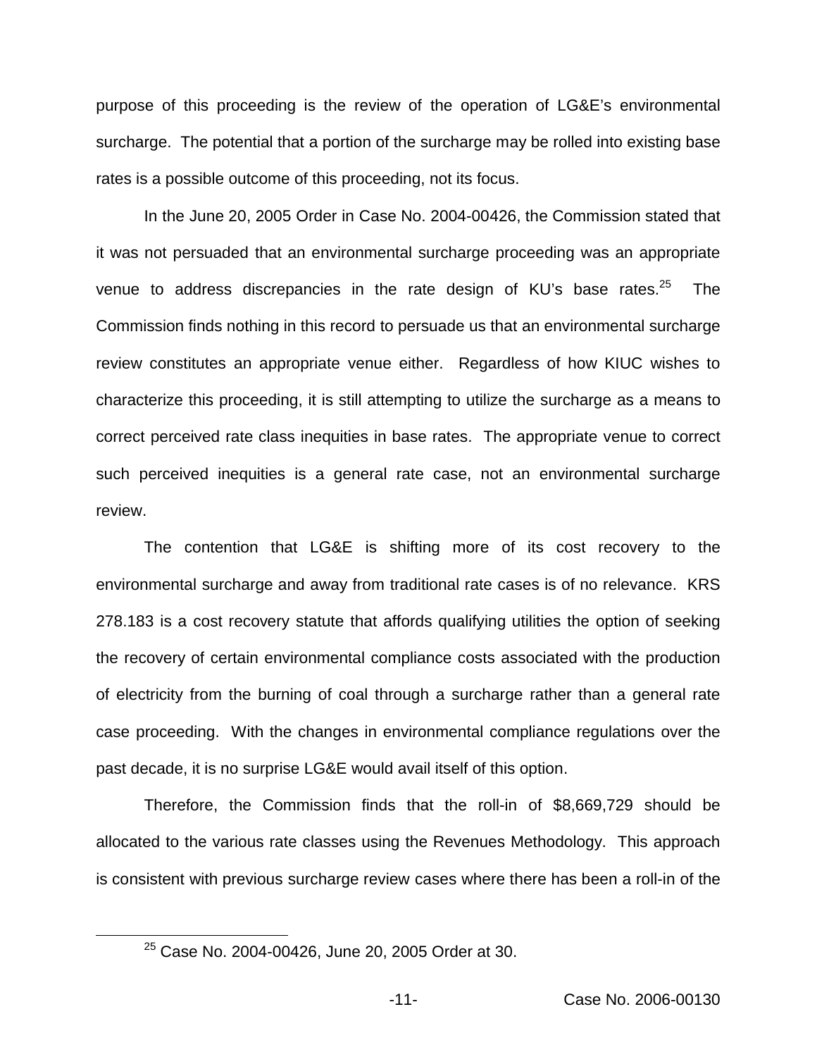purpose of this proceeding is the review of the operation of LG&E's environmental surcharge. The potential that a portion of the surcharge may be rolled into existing base rates is a possible outcome of this proceeding, not its focus.

In the June 20, 2005 Order in Case No. 2004-00426, the Commission stated that it was not persuaded that an environmental surcharge proceeding was an appropriate venue to address discrepancies in the rate design of KU's base rates.[25] The Commission finds nothing in this record to persuade us that an environmental surcharge review constitutes an appropriate venue either. Regardless of how KIUC wishes to characterize this proceeding, it is still attempting to utilize the surcharge as a means to correct perceived rate class inequities in base rates. The appropriate venue to correct such perceived inequities is a general rate case, not an environmental surcharge review.

The contention that LG&E is shifting more of its cost recovery to the environmental surcharge and away from traditional rate cases is of no relevance. KRS 278.183 is a cost recovery statute that affords qualifying utilities the option of seeking the recovery of certain environmental compliance costs associated with the production of electricity from the burning of coal through a surcharge rather than a general rate case proceeding. With the changes in environmental compliance regulations over the past decade, it is no surprise LG&E would avail itself of this option.

Therefore, the Commission finds that the roll-in of $8,669,729 should be allocated to the various rate classes using the Revenues Methodology. This approach is consistent with previous surcharge review cases where there has been a roll-in of the

[25] Case No. 2004-00426, June 20, 2005 Order at 30.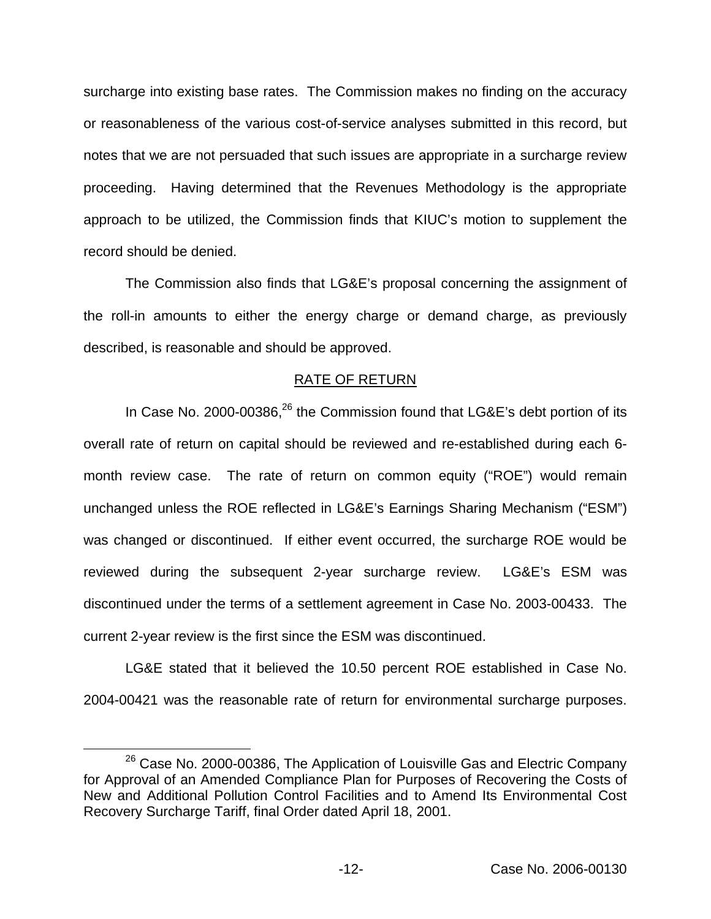surcharge into existing base rates. The Commission makes no finding on the accuracy or reasonableness of the various cost-of-service analyses submitted in this record, but notes that we are not persuaded that such issues are appropriate in a surcharge review proceeding. Having determined that the Revenues Methodology is the appropriate approach to be utilized, the Commission finds that KIUC's motion to supplement the record should be denied.

The Commission also finds that LG&E's proposal concerning the assignment of the roll-in amounts to either the energy charge or demand charge, as previously described, is reasonable and should be approved.

## RATE OF RETURN

In Case No. 2000-00386,[26] the Commission found that LG&E's debt portion of its overall rate of return on capital should be reviewed and re-established during each 6-month review case. The rate of return on common equity ("ROE") would remain unchanged unless the ROE reflected in LG&E's Earnings Sharing Mechanism ("ESM") was changed or discontinued. If either event occurred, the surcharge ROE would be reviewed during the subsequent 2-year surcharge review. LG&E's ESM was discontinued under the terms of a settlement agreement in Case No. 2003-00433. The current 2-year review is the first since the ESM was discontinued.

LG&E stated that it believed the 10.50 percent ROE established in Case No. 2004-00421 was the reasonable rate of return for environmental surcharge purposes.

[26] Case No. 2000-00386, The Application of Louisville Gas and Electric Company for Approval of an Amended Compliance Plan for Purposes of Recovering the Costs of New and Additional Pollution Control Facilities and to Amend Its Environmental Cost Recovery Surcharge Tariff, final Order dated April 18, 2001.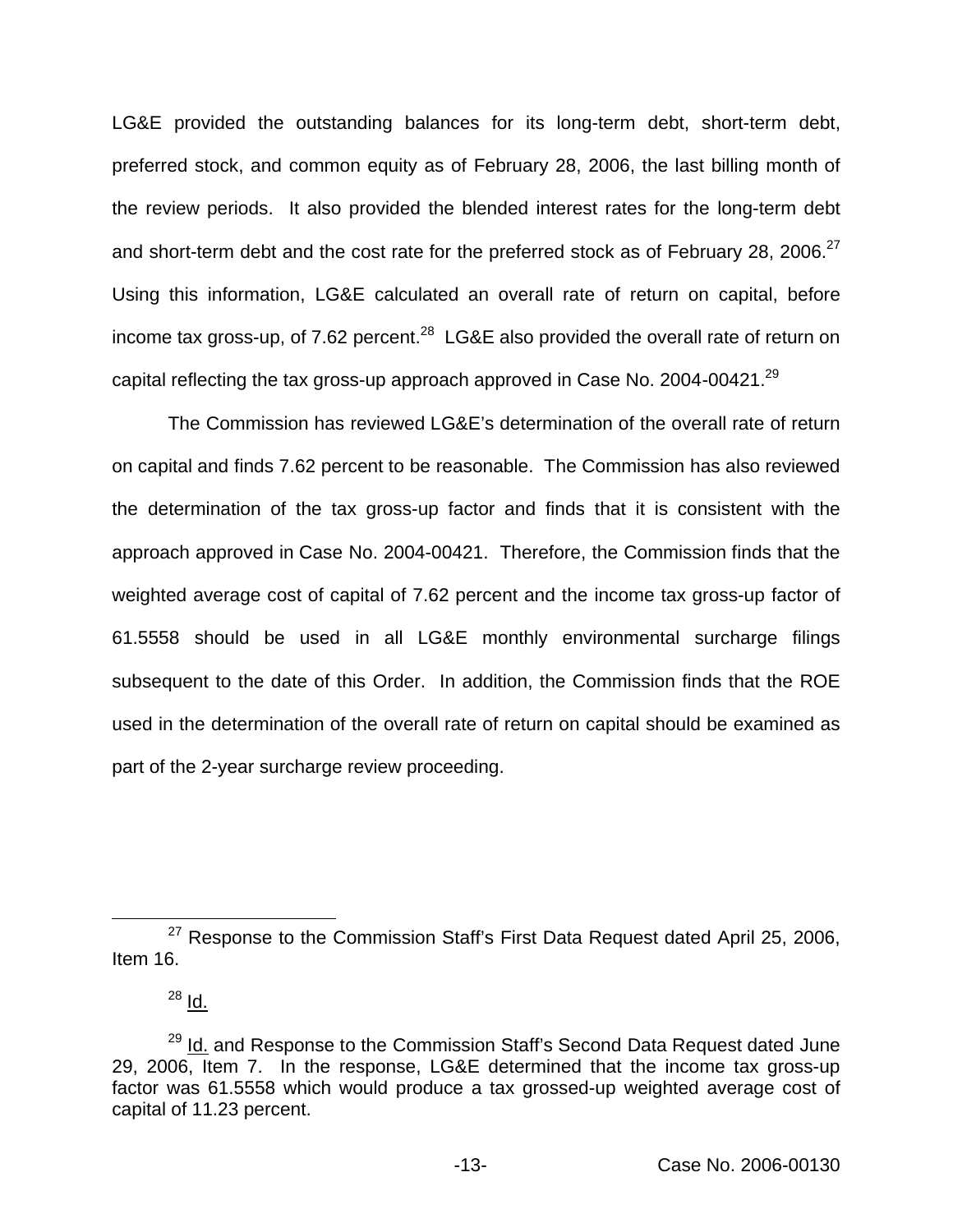LG&E provided the outstanding balances for its long-term debt, short-term debt, preferred stock, and common equity as of February 28, 2006, the last billing month of the review periods. It also provided the blended interest rates for the long-term debt and short-term debt and the cost rate for the preferred stock as of February 28, 2006.[27] Using this information, LG&E calculated an overall rate of return on capital, before income tax gross-up, of 7.62 percent.[28] LG&E also provided the overall rate of return on capital reflecting the tax gross-up approach approved in Case No. 2004-00421.[29]

The Commission has reviewed LG&E's determination of the overall rate of return on capital and finds 7.62 percent to be reasonable. The Commission has also reviewed the determination of the tax gross-up factor and finds that it is consistent with the approach approved in Case No. 2004-00421. Therefore, the Commission finds that the weighted average cost of capital of 7.62 percent and the income tax gross-up factor of 61.5558 should be used in all LG&E monthly environmental surcharge filings subsequent to the date of this Order. In addition, the Commission finds that the ROE used in the determination of the overall rate of return on capital should be examined as part of the 2-year surcharge review proceeding.

---

[27] Response to the Commission Staff's First Data Request dated April 25, 2006, Item 16.

[28] Id.

[29] Id. and Response to the Commission Staff's Second Data Request dated June 29, 2006, Item 7. In the response, LG&E determined that the income tax gross-up factor was 61.5558 which would produce a tax grossed-up weighted average cost of capital of 11.23 percent.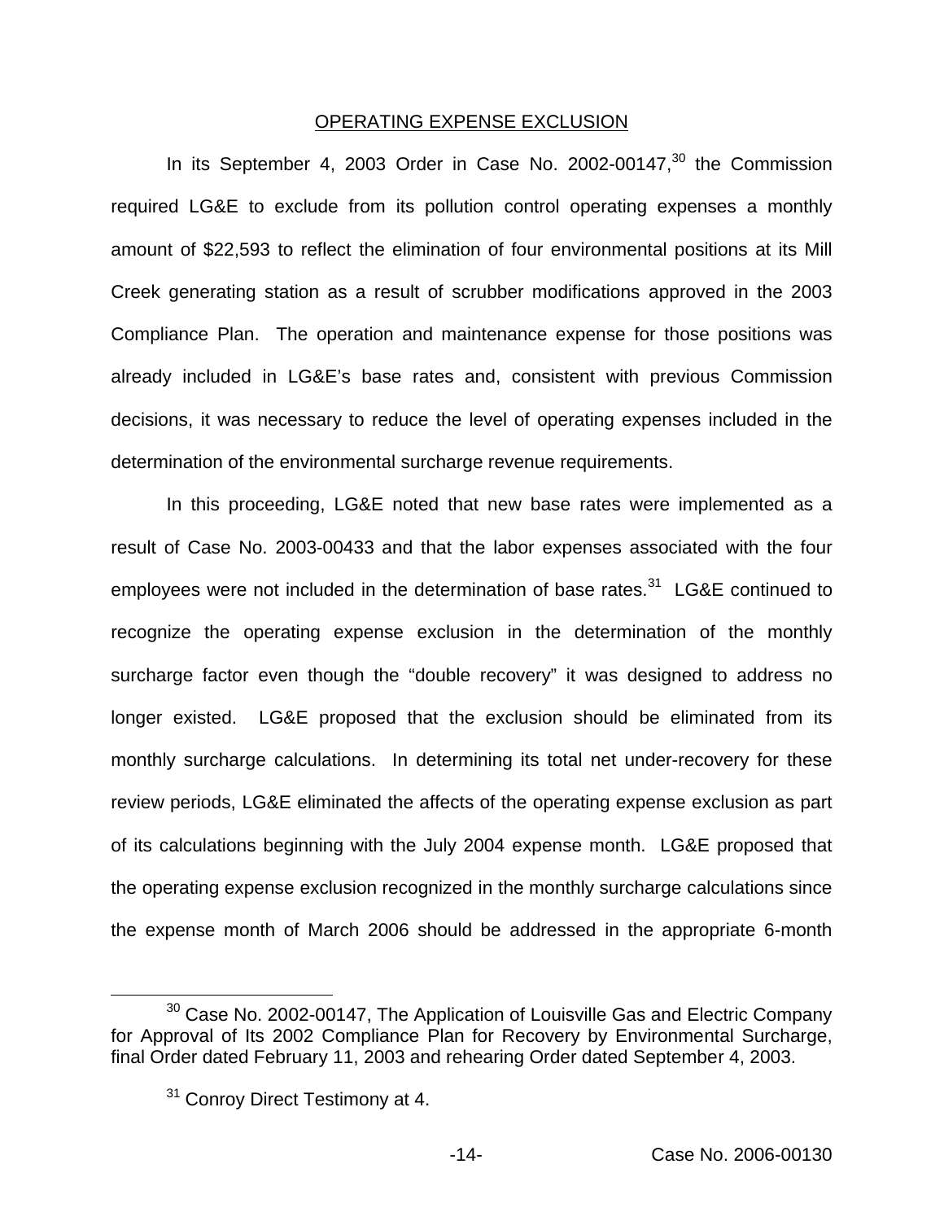OPERATING EXPENSE EXCLUSION

In its September 4, 2003 Order in Case No. 2002-00147,[30] the Commission required LG&E to exclude from its pollution control operating expenses a monthly amount of $22,593 to reflect the elimination of four environmental positions at its Mill Creek generating station as a result of scrubber modifications approved in the 2003 Compliance Plan. The operation and maintenance expense for those positions was already included in LG&E's base rates and, consistent with previous Commission decisions, it was necessary to reduce the level of operating expenses included in the determination of the environmental surcharge revenue requirements.

In this proceeding, LG&E noted that new base rates were implemented as a result of Case No. 2003-00433 and that the labor expenses associated with the four employees were not included in the determination of base rates.[31] LG&E continued to recognize the operating expense exclusion in the determination of the monthly surcharge factor even though the "double recovery" it was designed to address no longer existed. LG&E proposed that the exclusion should be eliminated from its monthly surcharge calculations. In determining its total net under-recovery for these review periods, LG&E eliminated the affects of the operating expense exclusion as part of its calculations beginning with the July 2004 expense month. LG&E proposed that the operating expense exclusion recognized in the monthly surcharge calculations since the expense month of March 2006 should be addressed in the appropriate 6-month

---

[30] Case No. 2002-00147, The Application of Louisville Gas and Electric Company for Approval of Its 2002 Compliance Plan for Recovery by Environmental Surcharge, final Order dated February 11, 2003 and rehearing Order dated September 4, 2003.

[31] Conroy Direct Testimony at 4.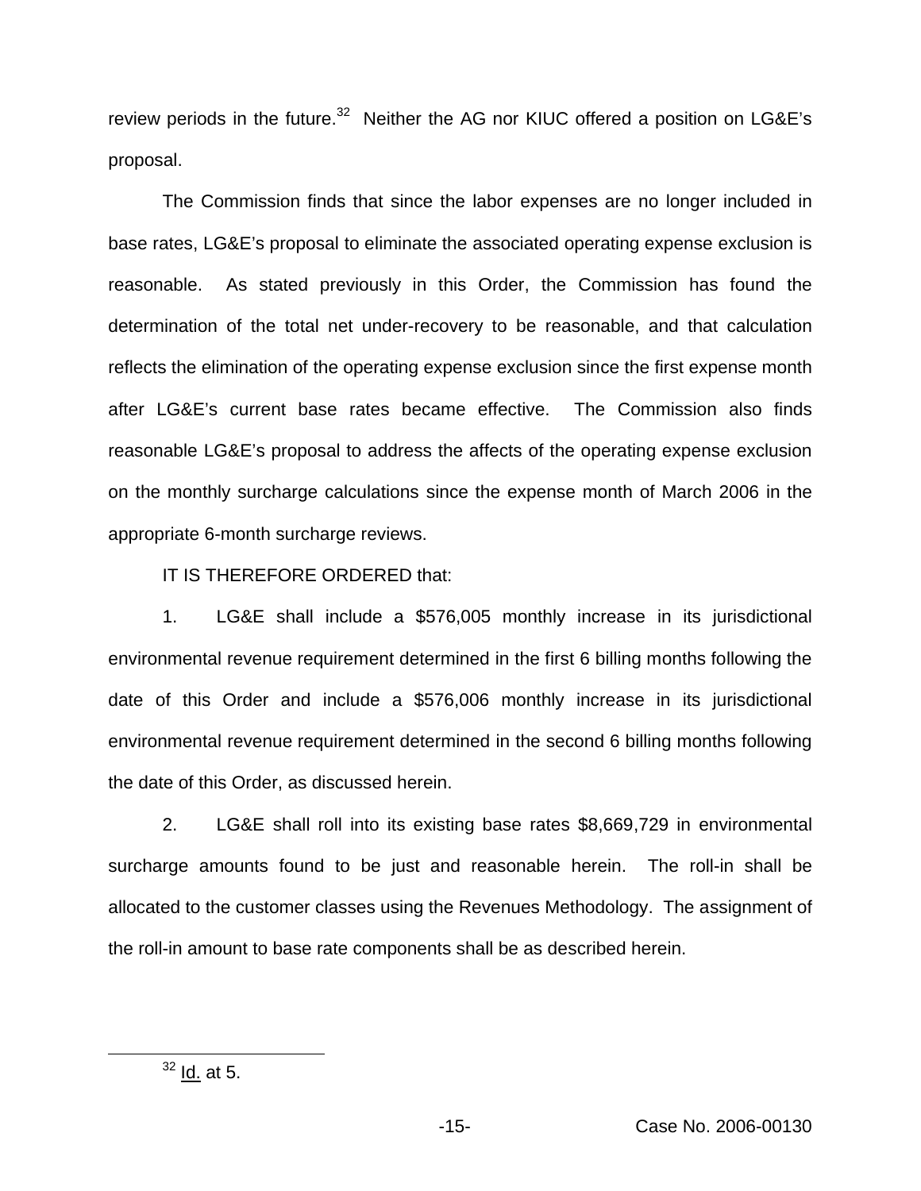review periods in the future.[32] Neither the AG nor KIUC offered a position on LG&E's proposal.

The Commission finds that since the labor expenses are no longer included in base rates, LG&E's proposal to eliminate the associated operating expense exclusion is reasonable. As stated previously in this Order, the Commission has found the determination of the total net under-recovery to be reasonable, and that calculation reflects the elimination of the operating expense exclusion since the first expense month after LG&E's current base rates became effective. The Commission also finds reasonable LG&E's proposal to address the affects of the operating expense exclusion on the monthly surcharge calculations since the expense month of March 2006 in the appropriate 6-month surcharge reviews.

IT IS THEREFORE ORDERED that:

1. LG&E shall include a $576,005 monthly increase in its jurisdictional environmental revenue requirement determined in the first 6 billing months following the date of this Order and include a $576,006 monthly increase in its jurisdictional environmental revenue requirement determined in the second 6 billing months following the date of this Order, as discussed herein.

2. LG&E shall roll into its existing base rates $8,669,729 in environmental surcharge amounts found to be just and reasonable herein. The roll-in shall be allocated to the customer classes using the Revenues Methodology. The assignment of the roll-in amount to base rate components shall be as described herein.

[32] Id. at 5.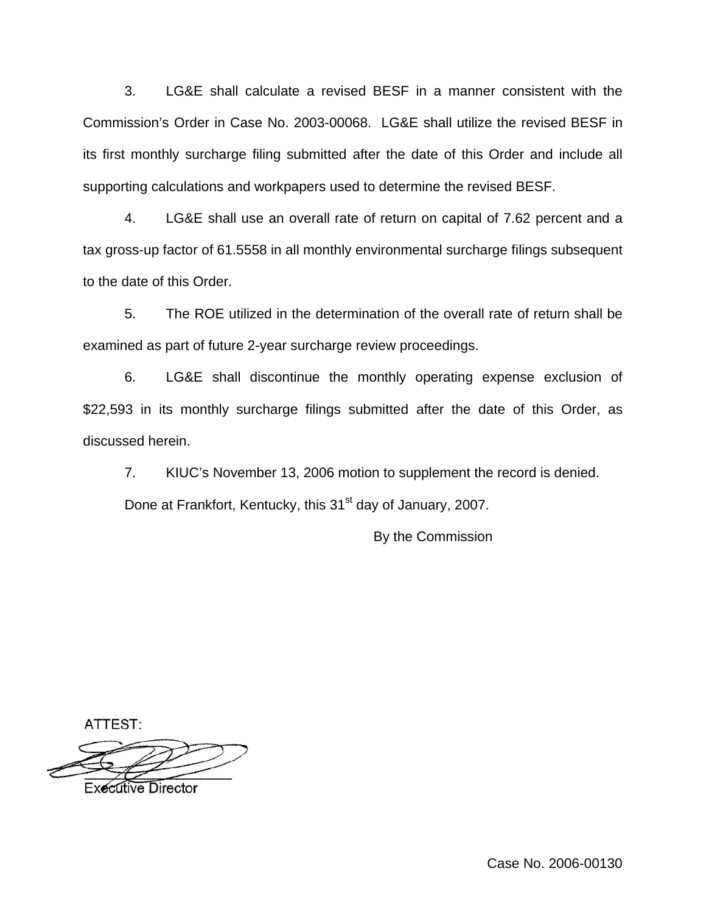3. LG&E shall calculate a revised BESF in a manner consistent with the Commission's Order in Case No. 2003-00068. LG&E shall utilize the revised BESF in its first monthly surcharge filing submitted after the date of this Order and include all supporting calculations and workpapers used to determine the revised BESF.

4. LG&E shall use an overall rate of return on capital of 7.62 percent and a tax gross-up factor of 61.5558 in all monthly environmental surcharge filings subsequent to the date of this Order.

5. The ROE utilized in the determination of the overall rate of return shall be examined as part of future 2-year surcharge review proceedings.

6. LG&E shall discontinue the monthly operating expense exclusion of $22,593 in its monthly surcharge filings submitted after the date of this Order, as discussed herein.

7. KIUC's November 13, 2006 motion to supplement the record is denied.

Done at Frankfort, Kentucky, this 31st day of January, 2007.

By the Commission

ATTEST:

Executive Director

Case No. 2006-00130